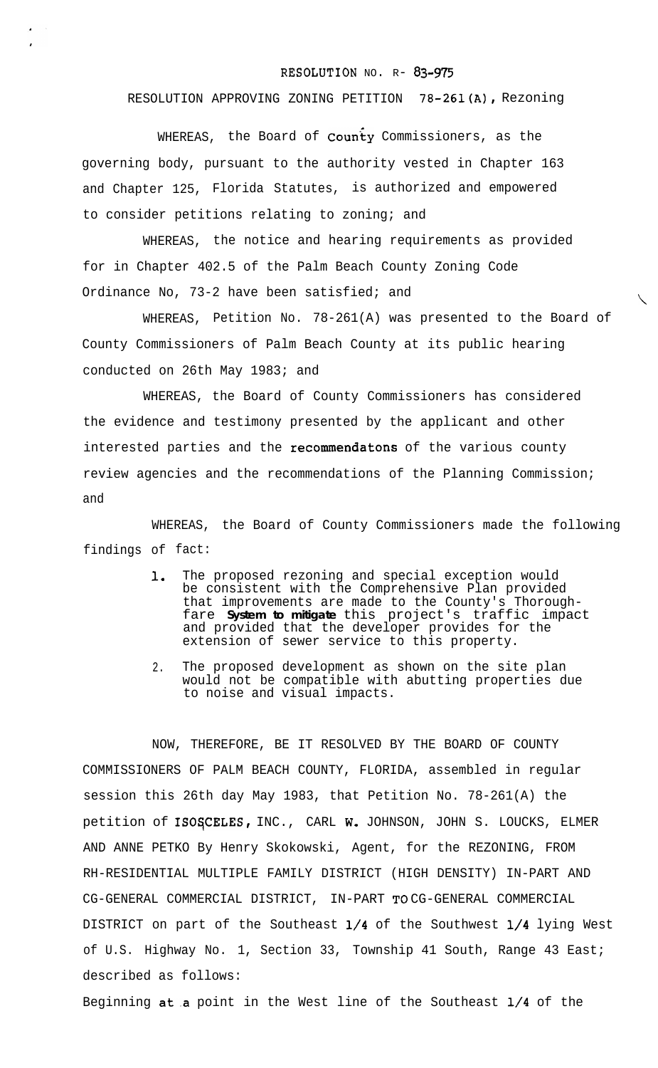RESOLUTION NO. R- 83-975

RESOLUTION APPROVING ZONING PETITION 78-261(A), Rezoning

WHEREAS, the Board of County Commissioners, as the governing body, pursuant to the authority vested in Chapter 163 and Chapter 125, Florida Statutes, is authorized and empowered to consider petitions relating to zoning; and

WHEREAS, the notice and hearing requirements as provided for in Chapter 402.5 of the Palm Beach County Zoning Code Ordinance No, 73-2 have been satisfied; and

WHEREAS, Petition No. 78-261(A) was presented to the Board of County Commissioners of Palm Beach County at its public hearing conducted on 26th May 1983; and

WHEREAS, the Board of County Commissioners has considered the evidence and testimony presented by the applicant and other interested parties and the recommendatons of the various county review agencies and the recommendations of the Planning Commission; and

WHEREAS, the Board of County Commissioners made the following findings of fact:

1. The proposed rezoning and special exception would be consistent with the Comprehensive Plan provided that improvements are made to the County's Thoroughfare System to mitigate this project's traffic impact and provided that the developer provides for the extension of sewer service to this property.

2. The proposed development as shown on the site plan would not be compatible with abutting properties due to noise and visual impacts.

NOW, THEREFORE, BE IT RESOLVED BY THE BOARD OF COUNTY COMMISSIONERS OF PALM BEACH COUNTY, FLORIDA, assembled in regular session this 26th day May 1983, that Petition No. 78-261(A) the petition of ISOSCELES, INC., CARL W. JOHNSON, JOHN S. LOUCKS, ELMER AND ANNE PETKO By Henry Skokowski, Agent, for the REZONING, FROM RH-RESIDENTIAL MULTIPLE FAMILY DISTRICT (HIGH DENSITY) IN-PART AND CG-GENERAL COMMERCIAL DISTRICT, IN-PART TO CG-GENERAL COMMERCIAL DISTRICT on part of the Southeast 1/4 of the Southwest 1/4 lying West of U.S. Highway No. 1, Section 33, Township 41 South, Range 43 East; described as follows:

Beginning at a point in the West line of the Southeast 1/4 of the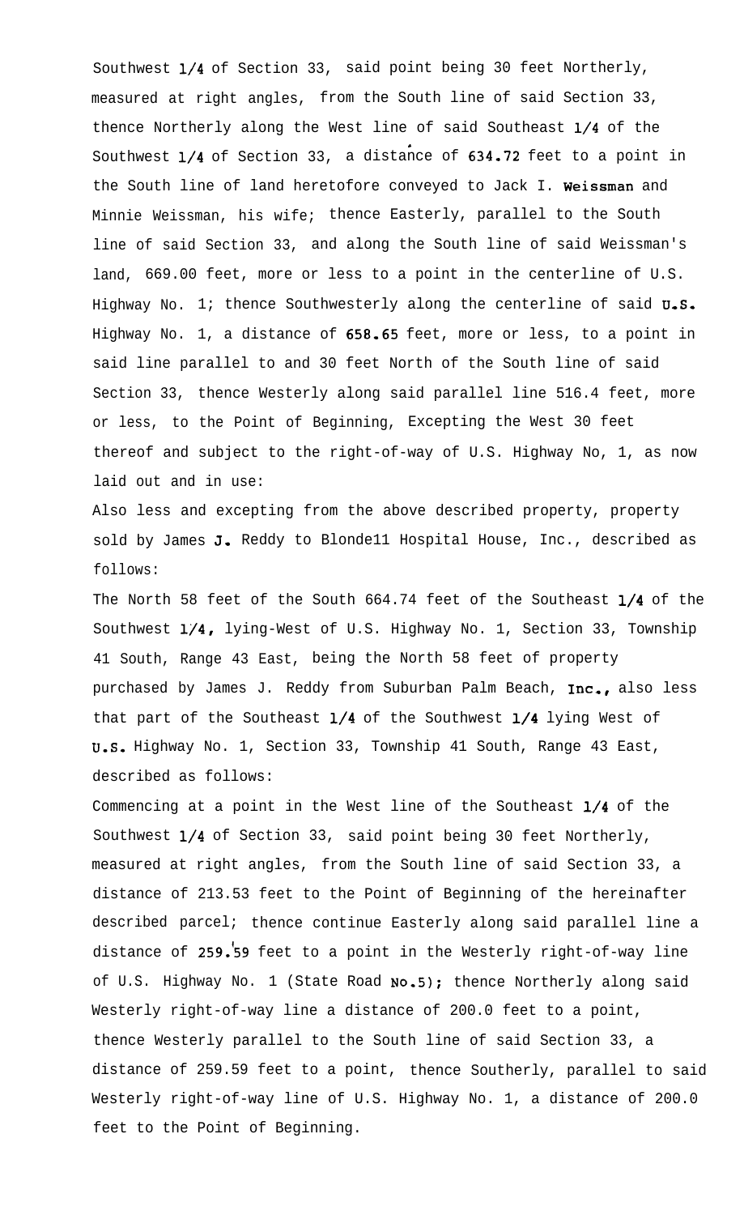Southwest 1/4 of Section 33, said point being 30 feet Northerly, measured at right angles, from the South line of said Section 33, thence Northerly along the West line of said Southeast 1/4 of the Southwest 1/4 of Section 33, a distance of 634.72 feet to a point in the South line of land heretofore conveyed to Jack I. Weissman and Minnie Weissman, his wife; thence Easterly, parallel to the South line of said Section 33, and along the South line of said Weissman's land, 669.00 feet, more or less to a point in the centerline of U.S. Highway No. 1; thence Southwesterly along the centerline of said U.S. Highway No. 1, a distance of 658.65 feet, more or less, to a point in said line parallel to and 30 feet North of the South line of said Section 33, thence Westerly along said parallel line 516.4 feet, more or less, to the Point of Beginning, Excepting the West 30 feet thereof and subject to the right-of-way of U.S. Highway No, 1, as now laid out and in use:

Also less and excepting from the above described property, property sold by James J. Reddy to Blondell Hospital House, Inc., described as follows:

The North 58 feet of the South 664.74 feet of the Southeast 1/4 of the Southwest 1/4, lying-West of U.S. Highway No. 1, Section 33, Township 41 South, Range 43 East, being the North 58 feet of property purchased by James J. Reddy from Suburban Palm Beach, Inc., also less that part of the Southeast 1/4 of the Southwest 1/4 lying West of U.S. Highway No. 1, Section 33, Township 41 South, Range 43 East, described as follows:

Commencing at a point in the West line of the Southeast 1/4 of the Southwest 1/4 of Section 33, said point being 30 feet Northerly, measured at right angles, from the South line of said Section 33, a distance of 213.53 feet to the Point of Beginning of the hereinafter described parcel; thence continue Easterly along said parallel line a distance of 259.59 feet to a point in the Westerly right-of-way line of U.S. Highway No. 1 (State Road No.5); thence Northerly along said Westerly right-of-way line a distance of 200.0 feet to a point, thence Westerly parallel to the South line of said Section 33, a distance of 259.59 feet to a point, thence Southerly, parallel to said Westerly right-of-way line of U.S. Highway No. 1, a distance of 200.0 feet to the Point of Beginning.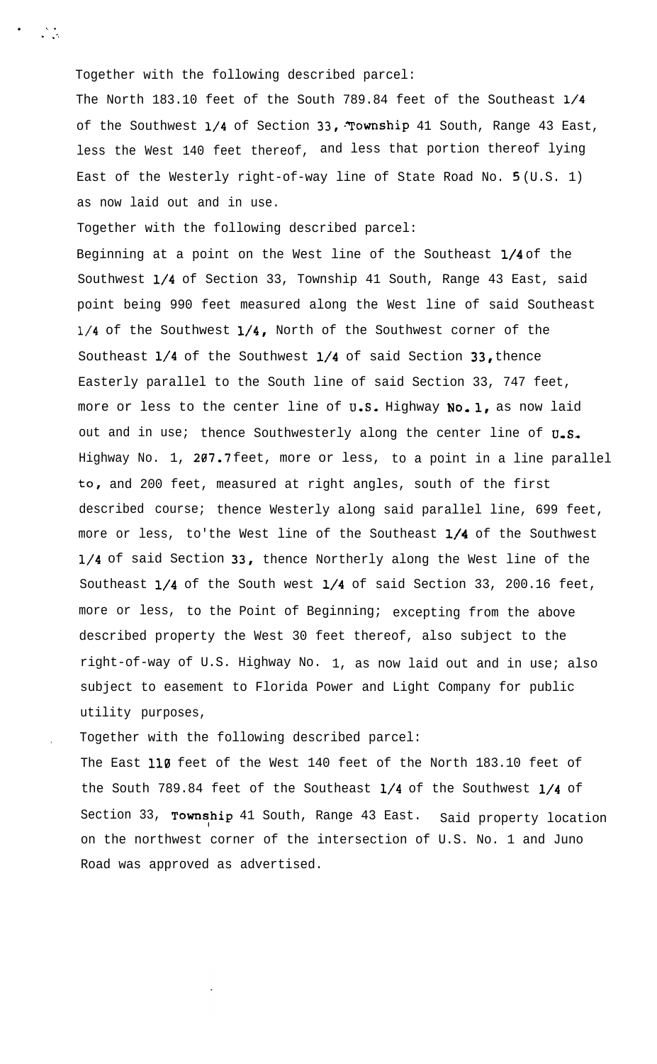Together with the following described parcel:

The North 183.10 feet of the South 789.84 feet of the Southeast 1/4 of the Southwest 1/4 of Section 33, Township 41 South, Range 43 East, less the West 140 feet thereof, and less that portion thereof lying East of the Westerly right-of-way line of State Road No. 5 (U.S. 1) as now laid out and in use.

Together with the following described parcel:

Beginning at a point on the West line of the Southeast 1/4 of the Southwest 1/4 of Section 33, Township 41 South, Range 43 East, said point being 990 feet measured along the West line of said Southeast 1/4 of the Southwest 1/4, North of the Southwest corner of the Southeast 1/4 of the Southwest 1/4 of said Section 33, thence Easterly parallel to the South line of said Section 33, 747 feet, more or less to the center line of U.S. Highway No. 1, as now laid out and in use; thence Southwesterly along the center line of U.S. Highway No. 1, 207.7 feet, more or less, to a point in a line parallel to, and 200 feet, measured at right angles, south of the first described course; thence Westerly along said parallel line, 699 feet, more or less, to'the West line of the Southeast 1/4 of the Southwest 1/4 of said Section 33, thence Northerly along the West line of the Southeast 1/4 of the South west 1/4 of said Section 33, 200.16 feet, more or less, to the Point of Beginning; excepting from the above described property the West 30 feet thereof, also subject to the right-of-way of U.S. Highway No. 1, as now laid out and in use; also subject to easement to Florida Power and Light Company for public utility purposes,

Together with the following described parcel:

The East 110 feet of the West 140 feet of the North 183.10 feet of the South 789.84 feet of the Southeast 1/4 of the Southwest 1/4 of Section 33, Township 41 South, Range 43 East. Said property location on the northwest corner of the intersection of U.S. No. 1 and Juno Road was approved as advertised.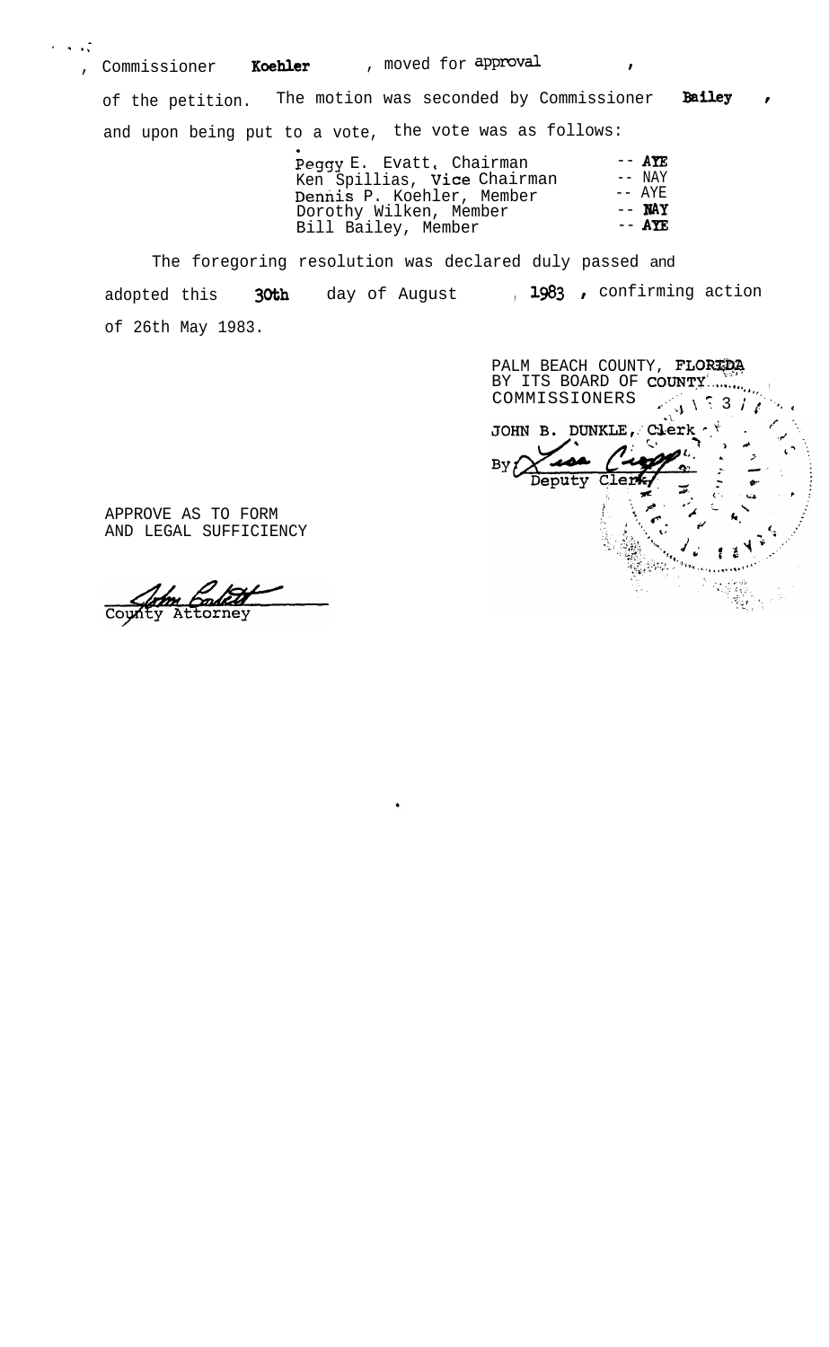, Commissioner **Koehler**, moved for approval, of the petition. The motion was seconded by Commissioner **Bailey**, and upon being put to a vote, the vote was as follows:

| | |
|---|---|
| Peggy E. Evatt, Chairman | -- AYE |
| Ken Spillias, Vice Chairman | -- NAY |
| Dennis P. Koehler, Member | -- AYE |
| Dorothy Wilken, Member | -- NAY |
| Bill Bailey, Member | -- AYE |

The foregoing resolution was declared duly passed and adopted this **30th** day of August, **1983**, confirming action of 26th May 1983.

PALM BEACH COUNTY, FLORIDA
BY ITS BOARD OF COUNTY
COMMISSIONERS

JOHN B. DUNKLE, Clerk

By: Lisa Cropp
Deputy Clerk

APPROVE AS TO FORM
AND LEGAL SUFFICIENCY

John Corbett
County Attorney